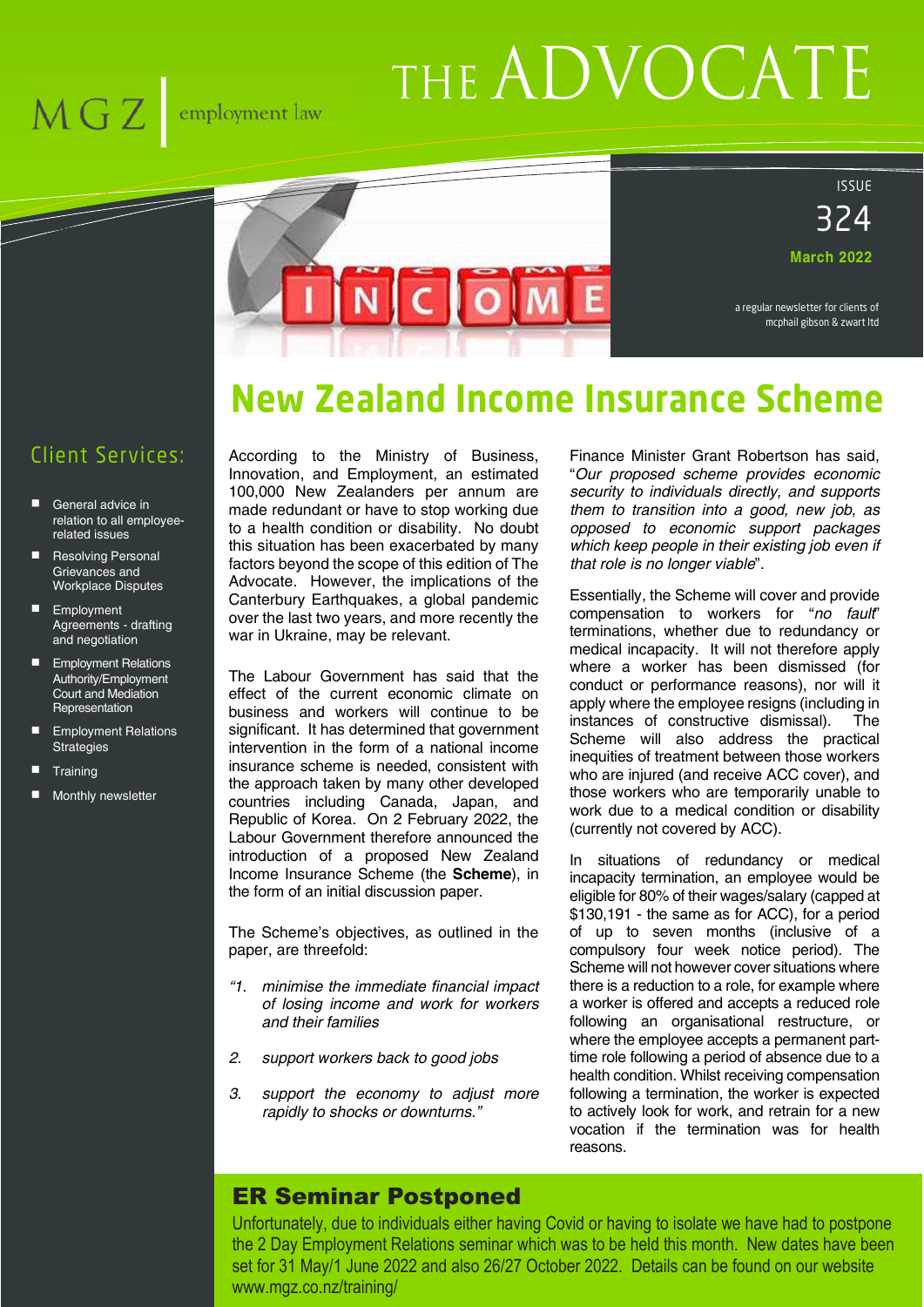# THE ADVOCATE

MGZ | employment law

ISSUE 324
March 2022

a regular newsletter for clients of mcphail gibson & zwart ltd

## Client Services:

- General advice in relation to all employee-related issues
- Resolving Personal Grievances and Workplace Disputes
- Employment Agreements - drafting and negotiation
- Employment Relations Authority/Employment Court and Mediation Representation
- Employment Relations Strategies
- Training
- Monthly newsletter

## New Zealand Income Insurance Scheme

According to the Ministry of Business, Innovation, and Employment, an estimated 100,000 New Zealanders per annum are made redundant or have to stop working due to a health condition or disability. No doubt this situation has been exacerbated by many factors beyond the scope of this edition of The Advocate. However, the implications of the Canterbury Earthquakes, a global pandemic over the last two years, and more recently the war in Ukraine, may be relevant.

The Labour Government has said that the effect of the current economic climate on business and workers will continue to be significant. It has determined that government intervention in the form of a national income insurance scheme is needed, consistent with the approach taken by many other developed countries including Canada, Japan, and Republic of Korea. On 2 February 2022, the Labour Government therefore announced the introduction of a proposed New Zealand Income Insurance Scheme (the **Scheme**), in the form of an initial discussion paper.

The Scheme's objectives, as outlined in the paper, are threefold:

"1. *minimise the immediate financial impact of losing income and work for workers and their families*

2. *support workers back to good jobs*

3. *support the economy to adjust more rapidly to shocks or downturns."*

Finance Minister Grant Robertson has said, "*Our proposed scheme provides economic security to individuals directly, and supports them to transition into a good, new job, as opposed to economic support packages which keep people in their existing job even if that role is no longer viable*".

Essentially, the Scheme will cover and provide compensation to workers for "*no fault*" terminations, whether due to redundancy or medical incapacity. It will not therefore apply where a worker has been dismissed (for conduct or performance reasons), nor will it apply where the employee resigns (including in instances of constructive dismissal). The Scheme will also address the practical inequities of treatment between those workers who are injured (and receive ACC cover), and those workers who are temporarily unable to work due to a medical condition or disability (currently not covered by ACC).

In situations of redundancy or medical incapacity termination, an employee would be eligible for 80% of their wages/salary (capped at $130,191 - the same as for ACC), for a period of up to seven months (inclusive of a compulsory four week notice period). The Scheme will not however cover situations where there is a reduction to a role, for example where a worker is offered and accepts a reduced role following an organisational restructure, or where the employee accepts a permanent part-time role following a period of absence due to a health condition. Whilst receiving compensation following a termination, the worker is expected to actively look for work, and retrain for a new vocation if the termination was for health reasons.

## ER Seminar Postponed

Unfortunately, due to individuals either having Covid or having to isolate we have had to postpone the 2 Day Employment Relations seminar which was to be held this month. New dates have been set for 31 May/1 June 2022 and also 26/27 October 2022. Details can be found on our website www.mgz.co.nz/training/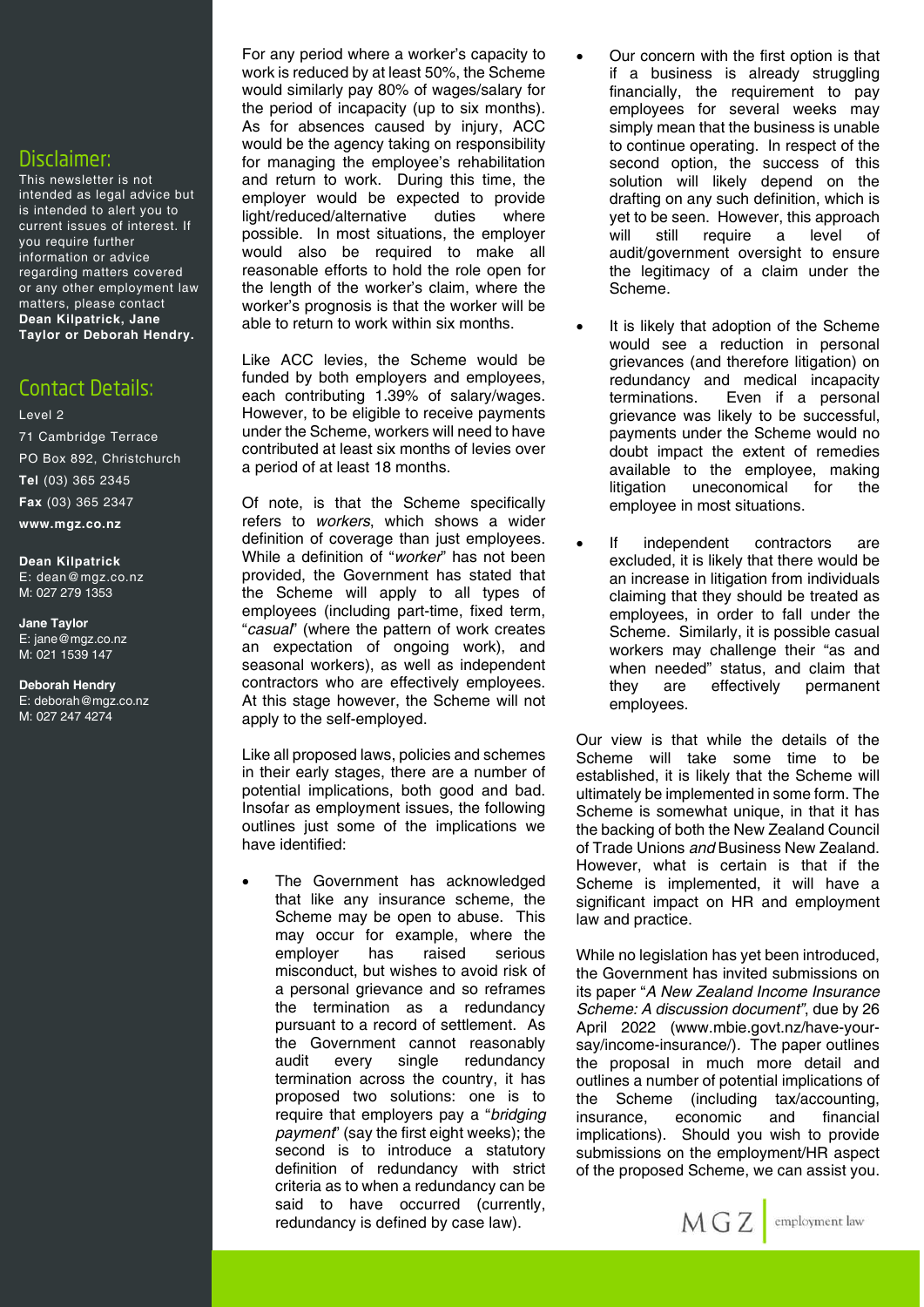## Disclaimer:

This newsletter is not intended as legal advice but is intended to alert you to current issues of interest. If you require further information or advice regarding matters covered or any other employment law matters, please contact **Dean Kilpatrick, Jane Taylor or Deborah Hendry.**

## Contact Details:

Level 2
71 Cambridge Terrace
PO Box 892, Christchurch
**Tel** (03) 365 2345
**Fax** (03) 365 2347
**www.mgz.co.nz**

**Dean Kilpatrick**
E: dean@mgz.co.nz
M: 027 279 1353

**Jane Taylor**
E: jane@mgz.co.nz
M: 021 1539 147

**Deborah Hendry**
E: deborah@mgz.co.nz
M: 027 247 4274

For any period where a worker's capacity to work is reduced by at least 50%, the Scheme would similarly pay 80% of wages/salary for the period of incapacity (up to six months). As for absences caused by injury, ACC would be the agency taking on responsibility for managing the employee's rehabilitation and return to work. During this time, the employer would be expected to provide light/reduced/alternative duties where possible. In most situations, the employer would also be required to make all reasonable efforts to hold the role open for the length of the worker's claim, where the worker's prognosis is that the worker will be able to return to work within six months.

Like ACC levies, the Scheme would be funded by both employers and employees, each contributing 1.39% of salary/wages. However, to be eligible to receive payments under the Scheme, workers will need to have contributed at least six months of levies over a period of at least 18 months.

Of note, is that the Scheme specifically refers to *workers*, which shows a wider definition of coverage than just employees. While a definition of "*worker*" has not been provided, the Government has stated that the Scheme will apply to all types of employees (including part-time, fixed term, "*casual*" (where the pattern of work creates an expectation of ongoing work), and seasonal workers), as well as independent contractors who are effectively employees. At this stage however, the Scheme will not apply to the self-employed.

Like all proposed laws, policies and schemes in their early stages, there are a number of potential implications, both good and bad. Insofar as employment issues, the following outlines just some of the implications we have identified:

- The Government has acknowledged that like any insurance scheme, the Scheme may be open to abuse. This may occur for example, where the employer has raised serious misconduct, but wishes to avoid risk of a personal grievance and so reframes the termination as a redundancy pursuant to a record of settlement. As the Government cannot reasonably audit every single redundancy termination across the country, it has proposed two solutions: one is to require that employers pay a "*bridging payment*" (say the first eight weeks); the second is to introduce a statutory definition of redundancy with strict criteria as to when a redundancy can be said to have occurred (currently, redundancy is defined by case law).
- Our concern with the first option is that if a business is already struggling financially, the requirement to pay employees for several weeks may simply mean that the business is unable to continue operating. In respect of the second option, the success of this solution will likely depend on the drafting on any such definition, which is yet to be seen. However, this approach will still require a level of audit/government oversight to ensure the legitimacy of a claim under the Scheme.
- It is likely that adoption of the Scheme would see a reduction in personal grievances (and therefore litigation) on redundancy and medical incapacity terminations. Even if a personal grievance was likely to be successful, payments under the Scheme would no doubt impact the extent of remedies available to the employee, making litigation uneconomical for the employee in most situations.
- If independent contractors are excluded, it is likely that there would be an increase in litigation from individuals claiming that they should be treated as employees, in order to fall under the Scheme. Similarly, it is possible casual workers may challenge their "as and when needed" status, and claim that they are effectively permanent employees.

Our view is that while the details of the Scheme will take some time to be established, it is likely that the Scheme will ultimately be implemented in some form. The Scheme is somewhat unique, in that it has the backing of both the New Zealand Council of Trade Unions *and* Business New Zealand. However, what is certain is that if the Scheme is implemented, it will have a significant impact on HR and employment law and practice.

While no legislation has yet been introduced, the Government has invited submissions on its paper "*A New Zealand Income Insurance Scheme: A discussion document*", due by 26 April 2022 (www.mbie.govt.nz/have-your-say/income-insurance/). The paper outlines the proposal in much more detail and outlines a number of potential implications of the Scheme (including tax/accounting, insurance, economic and financial implications). Should you wish to provide submissions on the employment/HR aspect of the proposed Scheme, we can assist you.

MGZ employment law